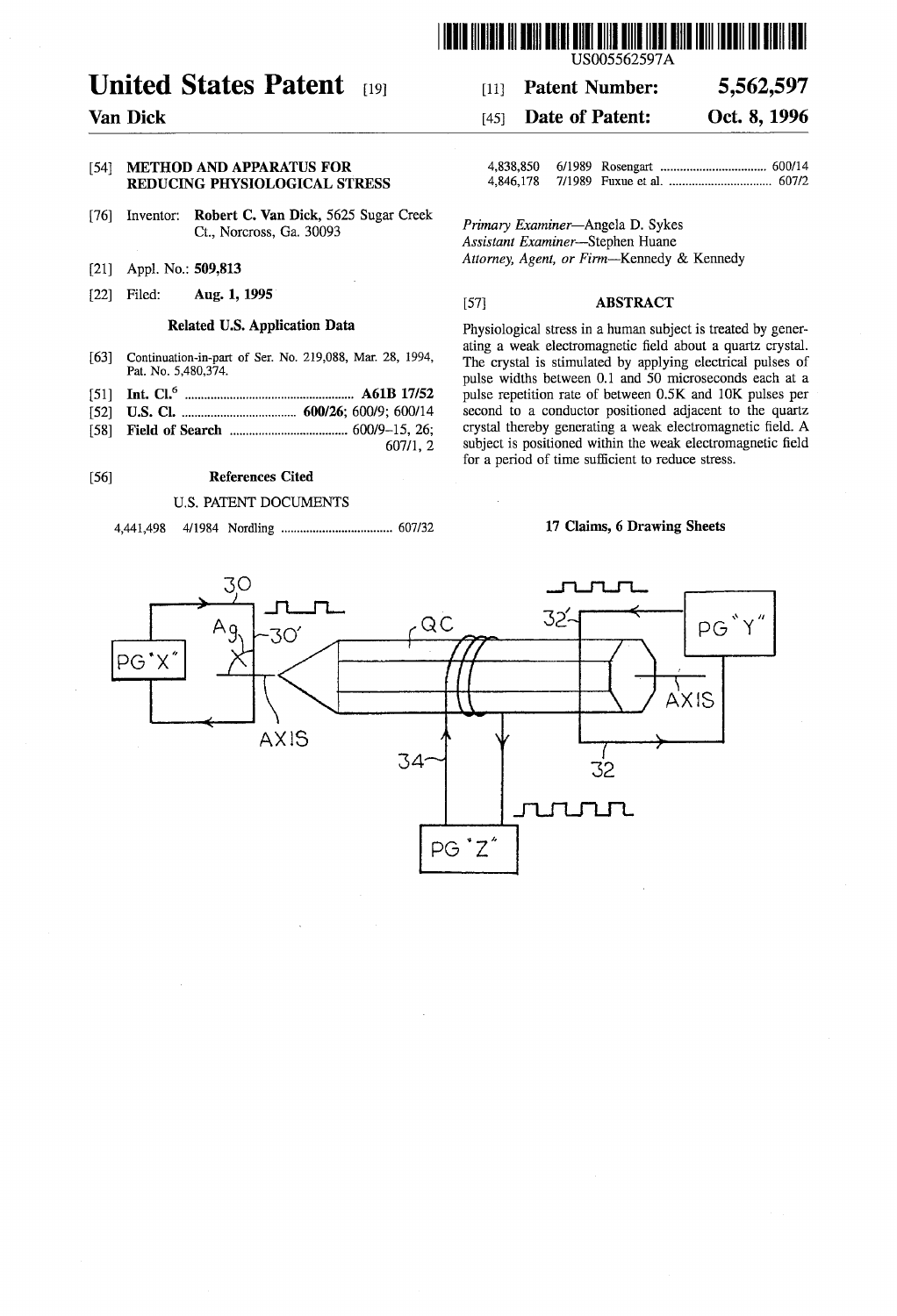US005562597A

# United States Patent [19]

**Van Dick**

[11] **Patent Number:** **5,562,597**

[45] **Date of Patent:** **Oct. 8, 1996**

[54] **METHOD AND APPARATUS FOR REDUCING PHYSIOLOGICAL STRESS**

[76] Inventor: **Robert C. Van Dick**, 5625 Sugar Creek Ct., Norcross, Ga. 30093

[21] Appl. No.: **509,813**

[22] Filed: **Aug. 1, 1995**

### Related U.S. Application Data

[63] Continuation-in-part of Ser. No. 219,088, Mar. 28, 1994, Pat. No. 5,480,374.

[51] **Int. Cl.**[6] .......... **A61B 17/52**

[52] **U.S. Cl.** .......... **600/26**; 600/9; 600/14

[58] **Field of Search** .......... 600/9–15, 26; 607/1, 2

[56] **References Cited**

U.S. PATENT DOCUMENTS

| | | | |
|---|---|---|---|
| 4,441,498 | 4/1984 | Nordling | 607/32 |
| 4,838,850 | 6/1989 | Rosengart | 600/14 |
| 4,846,178 | 7/1989 | Fuxue et al. | 607/2 |

*Primary Examiner*—Angela D. Sykes
*Assistant Examiner*—Stephen Huane
*Attorney, Agent, or Firm*—Kennedy & Kennedy

[57] **ABSTRACT**

Physiological stress in a human subject is treated by generating a weak electromagnetic field about a quartz crystal. The crystal is stimulated by applying electrical pulses of pulse widths between 0.1 and 50 microseconds each at a pulse repetition rate of between 0.5K and 10K pulses per second to a conductor positioned adjacent to the quartz crystal thereby generating a weak electromagnetic field. A subject is positioned within the weak electromagnetic field for a period of time sufficient to reduce stress.

**17 Claims, 6 Drawing Sheets**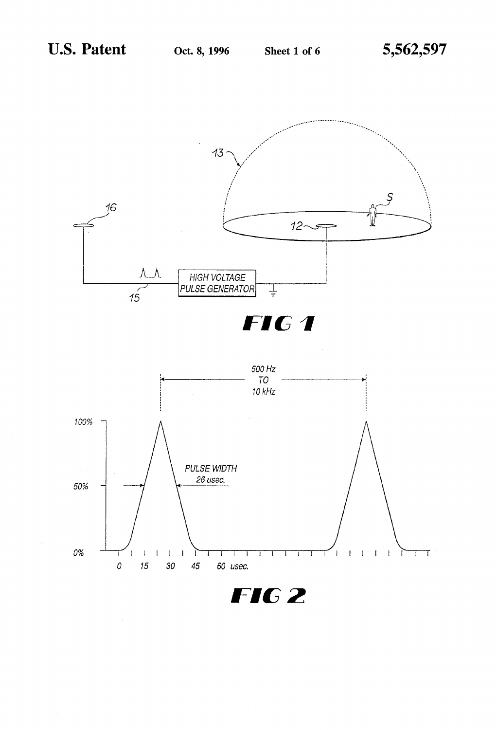**FIG 1**

HIGH VOLTAGE PULSE GENERATOR

13

12

16

15

S

**FIG 2**

500 Hz TO 10 kHz

PULSE WIDTH 26 usec.

100%

50%

0%

0 15 30 45 60 usec.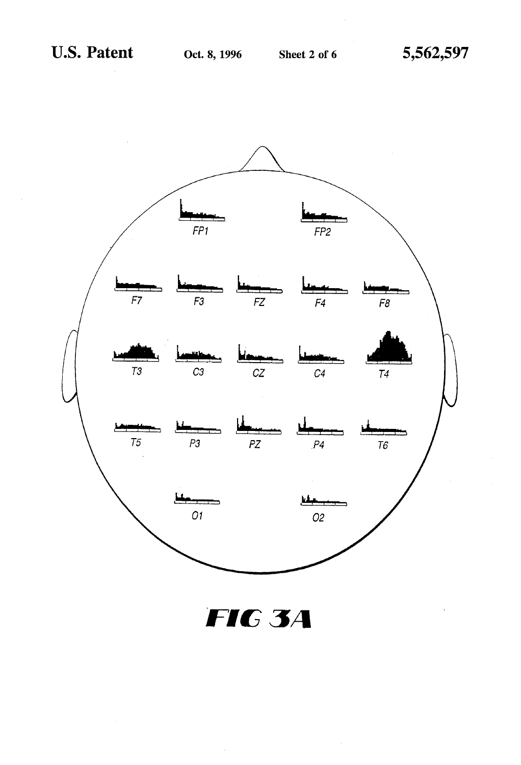FP1

FP2

F7

F3

FZ

F4

F8

T3

C3

CZ

C4

T4

T5

P3

PZ

P4

T6

O1

O2

**FIG 3A**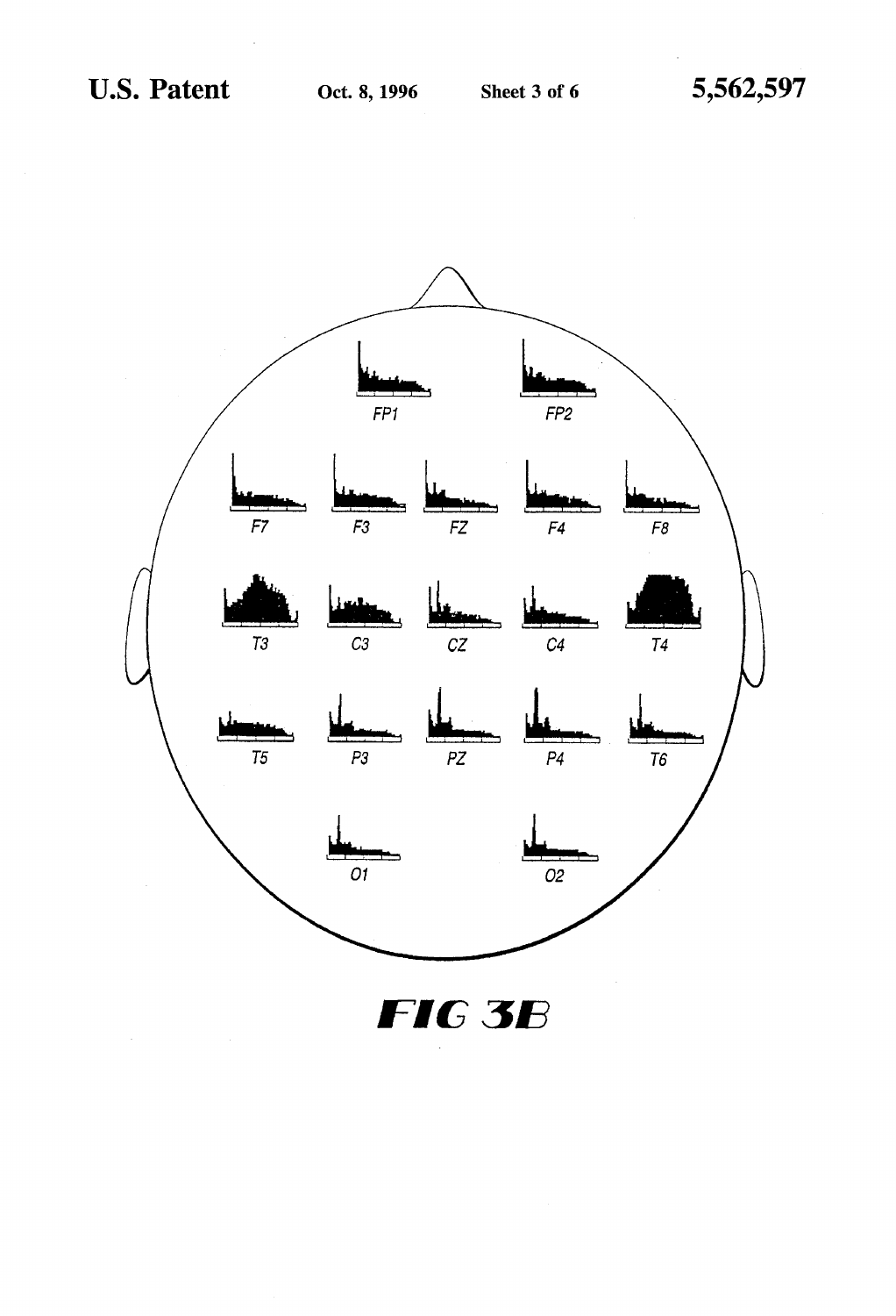FP1 FP2

F7 F3 FZ F4 F8

T3 C3 CZ C4 T4

T5 P3 PZ P4 T6

O1 O2

FIG 3B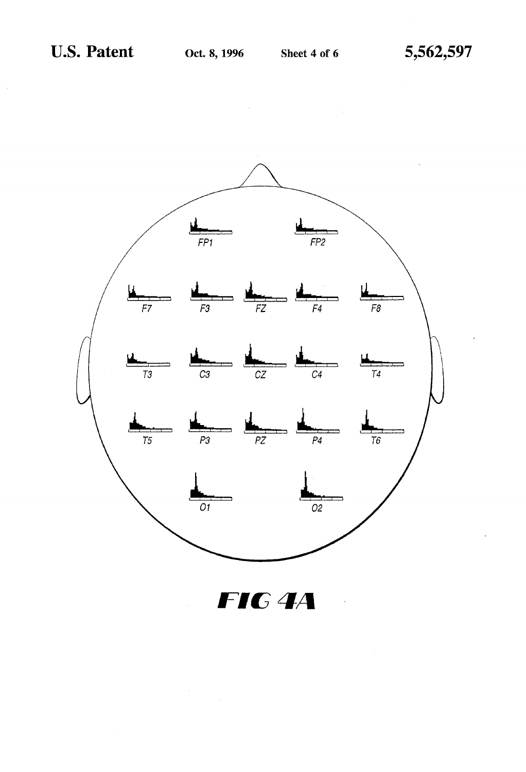FP1 FP2

F7 F3 FZ F4 F8

T3 C3 CZ C4 T4

T5 P3 PZ P4 T6

O1 O2

FIG 4A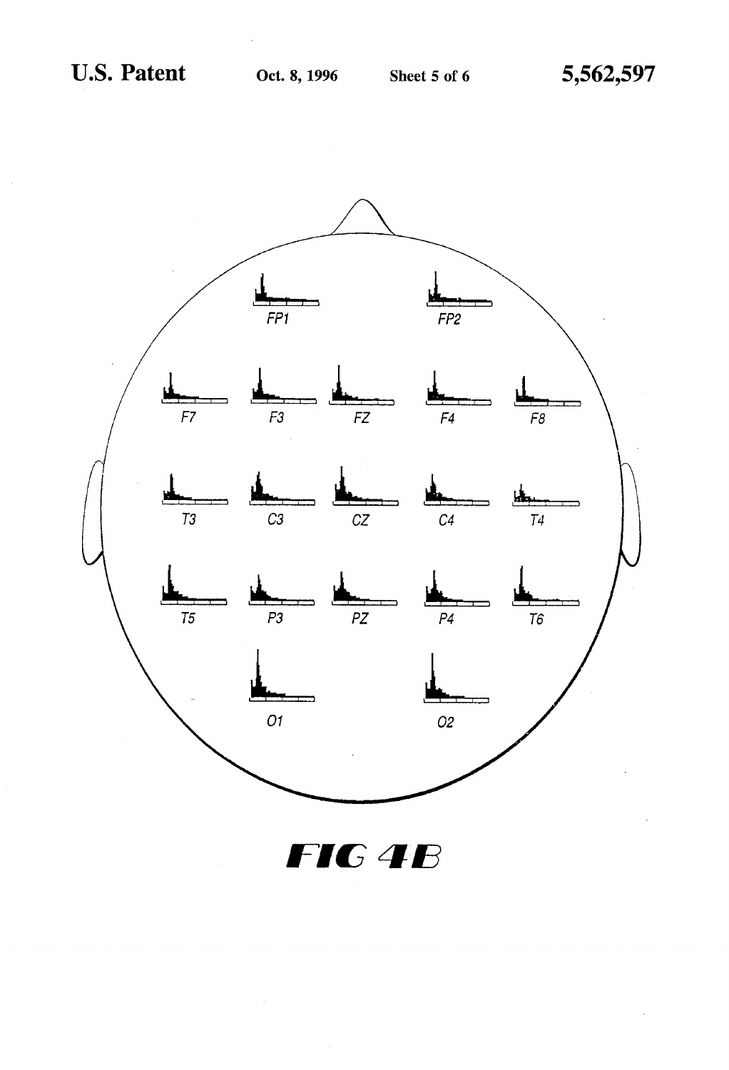FP1

FP2

F7

F3

FZ

F4

F8

T3

C3

CZ

C4

T4

T5

P3

PZ

P4

T6

O1

O2

FIG 4B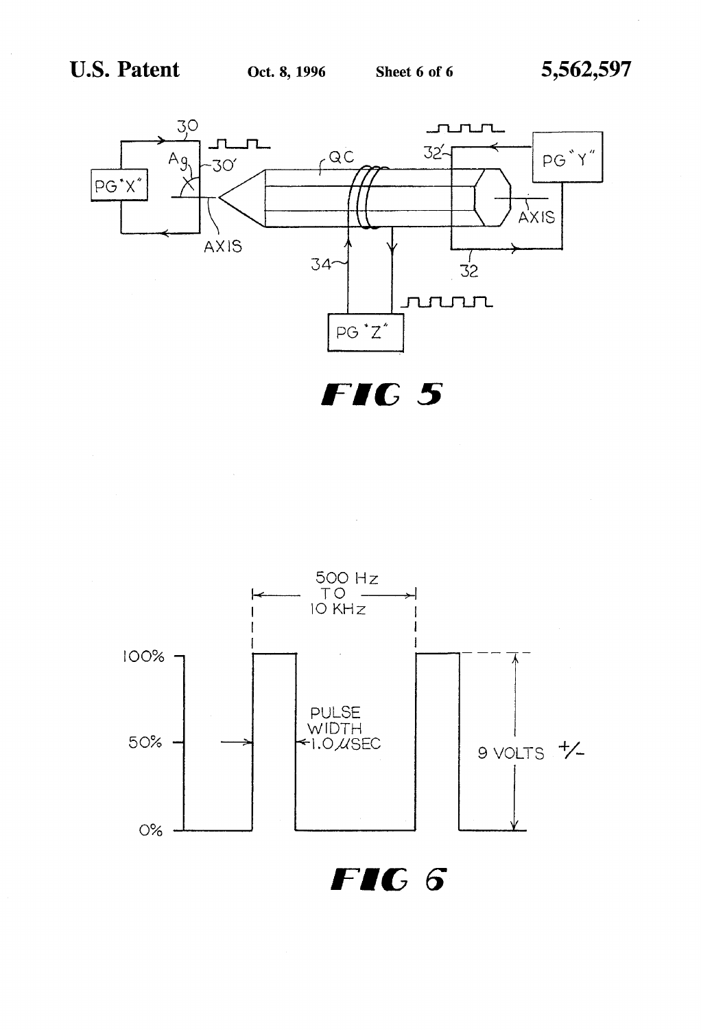FIG 5

FIG 6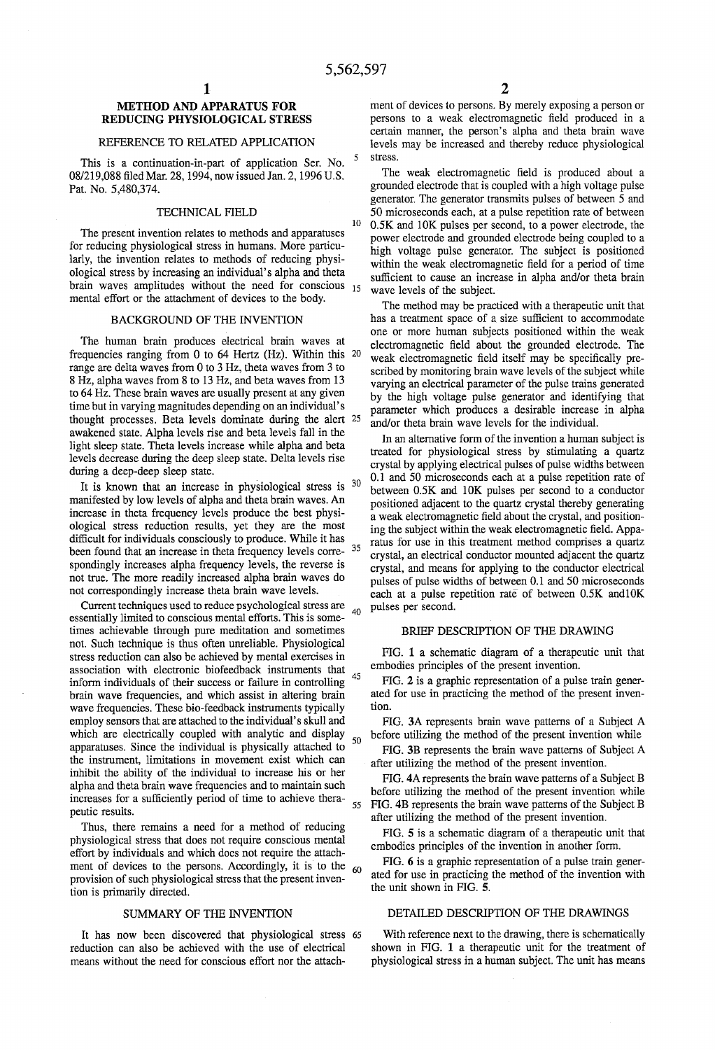# METHOD AND APPARATUS FOR REDUCING PHYSIOLOGICAL STRESS

## REFERENCE TO RELATED APPLICATION

This is a continuation-in-part of application Ser. No. 08/219,088 filed Mar. 28, 1994, now issued Jan. 2, 1996 U.S. Pat. No. 5,480,374.

## TECHNICAL FIELD

The present invention relates to methods and apparatuses for reducing physiological stress in humans. More particularly, the invention relates to methods of reducing physiological stress by increasing an individual's alpha and theta brain waves amplitudes without the need for conscious mental effort or the attachment of devices to the body.

## BACKGROUND OF THE INVENTION

The human brain produces electrical brain waves at frequencies ranging from 0 to 64 Hertz (Hz). Within this range are delta waves from 0 to 3 Hz, theta waves from 3 to 8 Hz, alpha waves from 8 to 13 Hz, and beta waves from 13 to 64 Hz. These brain waves are usually present at any given time but in varying magnitudes depending on an individual's thought processes. Beta levels dominate during the alert awakened state. Alpha levels rise and beta levels fall in the light sleep state. Theta levels increase while alpha and beta levels decrease during the deep sleep state. Delta levels rise during a deep-deep sleep state.

It is known that an increase in physiological stress is manifested by low levels of alpha and theta brain waves. An increase in theta frequency levels produce the best physiological stress reduction results, yet they are the most difficult for individuals consciously to produce. While it has been found that an increase in theta frequency levels correspondingly increases alpha frequency levels, the reverse is not true. The more readily increased alpha brain waves do not correspondingly increase theta brain wave levels.

Current techniques used to reduce psychological stress are essentially limited to conscious mental efforts. This is sometimes achievable through pure meditation and sometimes not. Such technique is thus often unreliable. Physiological stress reduction can also be achieved by mental exercises in association with electronic biofeedback instruments that inform individuals of their success or failure in controlling brain wave frequencies, and which assist in altering brain wave frequencies. These bio-feedback instruments typically employ sensors that are attached to the individual's skull and which are electrically coupled with analytic and display apparatuses. Since the individual is physically attached to the instrument, limitations in movement exist which can inhibit the ability of the individual to increase his or her alpha and theta brain wave frequencies and to maintain such increases for a sufficiently period of time to achieve therapeutic results.

Thus, there remains a need for a method of reducing physiological stress that does not require conscious mental effort by individuals and which does not require the attachment of devices to the persons. Accordingly, it is to the provision of such physiological stress that the present invention is primarily directed.

## SUMMARY OF THE INVENTION

It has now been discovered that physiological stress reduction can also be achieved with the use of electrical means without the need for conscious effort nor the attachment of devices to persons. By merely exposing a person or persons to a weak electromagnetic field produced in a certain manner, the person's alpha and theta brain wave levels may be increased and thereby reduce physiological stress.

The weak electromagnetic field is produced about a grounded electrode that is coupled with a high voltage pulse generator. The generator transmits pulses of between 5 and 50 microseconds each, at a pulse repetition rate of between 0.5K and 10K pulses per second, to a power electrode, the power electrode and grounded electrode being coupled to a high voltage pulse generator. The subject is positioned within the weak electromagnetic field for a period of time sufficient to cause an increase in alpha and/or theta brain wave levels of the subject.

The method may be practiced with a therapeutic unit that has a treatment space of a size sufficient to accommodate one or more human subjects positioned within the weak electromagnetic field about the grounded electrode. The weak electromagnetic field itself may be specifically prescribed by monitoring brain wave levels of the subject while varying an electrical parameter of the pulse trains generated by the high voltage pulse generator and identifying that parameter which produces a desirable increase in alpha and/or theta brain wave levels for the individual.

In an alternative form of the invention a human subject is treated for physiological stress by stimulating a quartz crystal by applying electrical pulses of pulse widths between 0.1 and 50 microseconds each at a pulse repetition rate of between 0.5K and 10K pulses per second to a conductor positioned adjacent the quartz crystal thereby generating a weak electromagnetic field about the crystal, and positioning the subject within the weak electromagnetic field. Apparatus for use in this treatment method comprises a quartz crystal, an electrical conductor mounted adjacent the quartz crystal, and means for applying to the conductor electrical pulses of pulse widths of between 0.1 and 50 microseconds each at a pulse repetition rate of between 0.5K and10K pulses per second.

## BRIEF DESCRIPTION OF THE DRAWING

FIG. 1 a schematic diagram of a therapeutic unit that embodies principles of the present invention.

FIG. 2 is a graphic representation of a pulse train generated for use in practicing the method of the present invention.

FIG. 3A represents brain wave patterns of a Subject A before utilizing the method of the present invention while

FIG. 3B represents the brain wave patterns of Subject A after utilizing the method of the present invention.

FIG. 4A represents the brain wave patterns of a Subject B before utilizing the method of the present invention while FIG. 4B represents the brain wave patterns of the Subject B after utilizing the method of the present invention.

FIG. 5 is a schematic diagram of a therapeutic unit that embodies principles of the invention in another form.

FIG. 6 is a graphic representation of a pulse train generated for use in practicing the method of the invention with the unit shown in FIG. 5.

## DETAILED DESCRIPTION OF THE DRAWINGS

With reference next to the drawing, there is schematically shown in FIG. 1 a therapeutic unit for the treatment of physiological stress in a human subject. The unit has means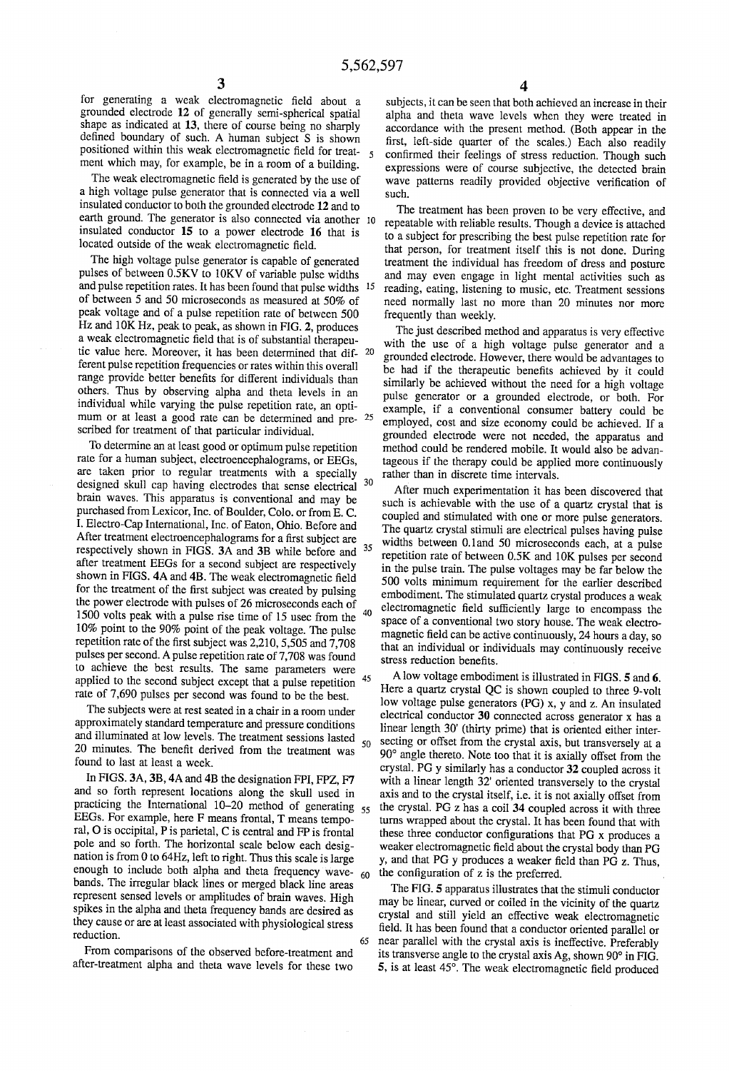for generating a weak electromagnetic field about a grounded electrode 12 of generally semi-spherical spatial shape as indicated at 13, there of course being no sharply defined boundary of such. A human subject S is shown positioned within this weak electromagnetic field for treatment which may, for example, be in a room of a building.

The weak electromagnetic field is generated by the use of a high voltage pulse generator that is connected via a well insulated conductor to both the grounded electrode 12 and to earth ground. The generator is also connected via another insulated conductor 15 to a power electrode 16 that is located outside of the weak electromagnetic field.

The high voltage pulse generator is capable of generated pulses of between 0.5KV to 10KV of variable pulse widths and pulse repetition rates. It has been found that pulse widths of between 5 and 50 microseconds as measured at 50% of peak voltage and of a pulse repetition rate of between 500 Hz and 10K Hz, peak to peak, as shown in FIG. 2, produces a weak electromagnetic field that is of substantial therapeutic value here. Moreover, it has been determined that different pulse repetition frequencies or rates within this overall range provide better benefits for different individuals than others. Thus by observing alpha and theta levels in an individual while varying the pulse repetition rate, an optimum or at least a good rate can be determined and prescribed for treatment of that particular individual.

To determine an at least good or optimum pulse repetition rate for a human subject, electroencephalograms, or EEGs, are taken prior to regular treatments with a specially designed skull cap having electrodes that sense electrical brain waves. This apparatus is conventional and may be purchased from Lexicor, Inc. of Boulder, Colo. or from E. C. I. Electro-Cap International, Inc. of Eaton, Ohio. Before and After treatment electroencephalograms for a first subject are respectively shown in FIGS. 3A and 3B while before and after treatment EEGs for a second subject are respectively shown in FIGS. 4A and 4B. The weak electromagnetic field for the treatment of the first subject was created by pulsing the power electrode with pulses of 26 microseconds each of 1500 volts peak with a pulse rise time of 15 usec from the 10% point to the 90% point of the peak voltage. The pulse repetition rate of the first subject was 2,210, 5,505 and 7,708 pulses per second. A pulse repetition rate of 7,708 was found to achieve the best results. The same parameters were applied to the second subject except that a pulse repetition rate of 7,690 pulses per second was found to be the best.

The subjects were at rest seated in a chair in a room under approximately standard temperature and pressure conditions and illuminated at low levels. The treatment sessions lasted 20 minutes. The benefit derived from the treatment was found to last at least a week.

In FIGS. 3A, 3B, 4A and 4B the designation FPI, FPZ, F7 and so forth represent locations along the skull used in practicing the International 10–20 method of generating EEGs. For example, here F means frontal, T means temporal, O is occipital, P is parietal, C is central and FP is frontal pole and so forth. The horizontal scale below each designation is from 0 to 64Hz, left to right. Thus this scale is large enough to include both alpha and theta frequency wavebands. The irregular black lines or merged black line areas represent sensed levels or amplitudes of brain waves. High spikes in the alpha and theta frequency bands are desired as they cause or are at least associated with physiological stress reduction.

From comparisons of the observed before-treatment and after-treatment alpha and theta wave levels for these two subjects, it can be seen that both achieved an increase in their alpha and theta wave levels when they were treated in accordance with the present method. (Both appear in the first, left-side quarter of the scales.) Each also readily confirmed their feelings of stress reduction. Though such expressions were of course subjective, the detected brain wave patterns readily provided objective verification of such.

The treatment has been proven to be very effective, and repeatable with reliable results. Though a device is attached to a subject for prescribing the best pulse repetition rate for that person, for treatment itself this is not done. During treatment the individual has freedom of dress and posture and may even engage in light mental activities such as reading, eating, listening to music, etc. Treatment sessions need normally last no more than 20 minutes nor more frequently than weekly.

The just described method and apparatus is very effective with the use of a high voltage pulse generator and a grounded electrode. However, there would be advantages to be had if the therapeutic benefits achieved by it could similarly be achieved without the need for a high voltage pulse generator or a grounded electrode, or both. For example, if a conventional consumer battery could be employed, cost and size economy could be achieved. If a grounded electrode were not needed, the apparatus and method could be rendered mobile. It would also be advantageous if the therapy could be applied more continuously rather than in discrete time intervals.

After much experimentation it has been discovered that such is achievable with the use of a quartz crystal that is coupled and stimulated with one or more pulse generators. The quartz crystal stimuli are electrical pulses having pulse widths between 0.1and 50 microseconds each, at a pulse repetition rate of between 0.5K and 10K pulses per second in the pulse train. The pulse voltages may be far below the 500 volts minimum requirement for the earlier described embodiment. The stimulated quartz crystal produces a weak electromagnetic field sufficiently large to encompass the space of a conventional two story house. The weak electromagnetic field can be active continuously, 24 hours a day, so that an individual or individuals may continuously receive stress reduction benefits.

A low voltage embodiment is illustrated in FIGS. 5 and 6. Here a quartz crystal QC is shown coupled to three 9-volt low voltage pulse generators (PG) x, y and z. An insulated electrical conductor 30 connected across generator x has a linear length 30' (thirty prime) that is oriented either intersecting or offset from the crystal axis, but transversely at a 90° angle thereto. Note too that it is axially offset from the crystal. PG y similarly has a conductor 32 coupled across it with a linear length 32' oriented transversely to the crystal axis and to the crystal itself, i.e. it is not axially offset from the crystal. PG z has a coil 34 coupled across it with three turns wrapped about the crystal. It has been found that with these three conductor configurations that PG x produces a weaker electromagnetic field about the crystal body than PG y, and that PG y produces a weaker field than PG z. Thus, the configuration of z is the preferred.

The FIG. 5 apparatus illustrates that the stimuli conductor may be linear, curved or coiled in the vicinity of the quartz crystal and still yield an effective weak electromagnetic field. It has been found that a conductor oriented parallel or near parallel with the crystal axis is ineffective. Preferably its transverse angle to the crystal axis Ag, shown 90° in FIG. 5, is at least 45°. The weak electromagnetic field produced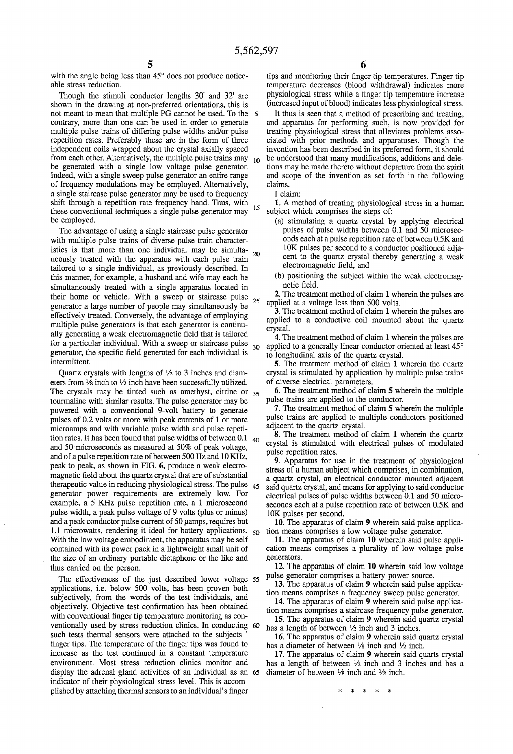with the angle being less than 45° does not produce noticeable stress reduction.

Though the stimuli conductor lengths 30' and 32' are shown in the drawing at non-preferred orientations, this is not meant to mean that multiple PG cannot be used. To the contrary, more than one can be used in order to generate multiple pulse trains of differing pulse widths and/or pulse repetition rates. Preferably these are in the form of three independent coils wrapped about the crystal axially spaced from each other. Alternatively, the multiple pulse trains may be generated with a single low voltage pulse generator. Indeed, with a single sweep pulse generator an entire range of frequency modulations may be employed. Alternatively, a single staircase pulse generator may be used to frequency shift through a repetition rate frequency band. Thus, with these conventional techniques a single pulse generator may be employed.

The advantage of using a single staircase pulse generator with multiple pulse trains of diverse pulse train characteristics is that more than one individual may be simultaneously treated with the apparatus with each pulse train tailored to a single individual, as previously described. In this manner, for example, a husband and wife may each be simultaneously treated with a single apparatus located in their home or vehicle. With a sweep or staircase pulse generator a large number of people may simultaneously be effectively treated. Conversely, the advantage of employing multiple pulse generators is that each generator is continually generating a weak electromagnetic field that is tailored for a particular individual. With a sweep or staircase pulse generator, the specific field generated for each individual is intermittent.

Quartz crystals with lengths of ½ to 3 inches and diameters from ⅛ inch to ½ inch have been successfully utilized. The crystals may be tinted such as amethyst, citrine or tourmaline with similar results. The pulse generator may be powered with a conventional 9-volt battery to generate pulses of 0.2 volts or more with peak currents of 1 or more microamps and with variable pulse width and pulse repetition rates. It has been found that pulse widths of between 0.1 and 50 microseconds as measured at 50% of peak voltage, and of a pulse repetition rate of between 500 Hz and 10 KHz, peak to peak, as shown in FIG. 6, produce a weak electromagnetic field about the quartz crystal that are of substantial therapeutic value in reducing physiological stress. The pulse generator power requirements are extremely low. For example, a 5 KHz pulse repetition rate, a 1 microsecond pulse width, a peak pulse voltage of 9 volts (plus or minus) and a peak conductor pulse current of 50 μamps, requires but 1.1 microwatts, rendering it ideal for battery applications. With the low voltage embodiment, the apparatus may be self contained with its power pack in a lightweight small unit of the size of an ordinary portable dictaphone or the like and thus carried on the person.

The effectiveness of the just described lower voltage applications, i.e. below 500 volts, has been proven both subjectively, from the words of the test individuals, and objectively. Objective test confirmation has been obtained with conventional finger tip temperature monitoring as conventionally used by stress reduction clinics. In conducting such tests thermal sensors were attached to the subjects' finger tips. The temperature of the finger tips was found to increase as the test continued in a constant temperature environment. Most stress reduction clinics monitor and display the adrenal gland activities of an individual as an indicator of their physiological stress level. This is accomplished by attaching thermal sensors to an individual's finger tips and monitoring their finger tip temperatures. Finger tip temperature decreases (blood withdrawal) indicates more physiological stress while a finger tip temperature increase (increased input of blood) indicates less physiological stress.

It thus is seen that a method of prescribing and treating, and apparatus for performing such, is now provided for treating physiological stress that alleviates problems associated with prior methods and apparatuses. Though the invention has been described in its preferred form, it should be understood that many modifications, additions and deletions may be made thereto without departure from the spirit and scope of the invention as set forth in the following claims.

I claim:

1. A method of treating physiological stress in a human subject which comprises the steps of:
   (a) stimulating a quartz crystal by applying electrical pulses of pulse widths between 0.1 and 50 microseconds each at a pulse repetition rate of between 0.5K and 10K pulses per second to a conductor positioned adjacent to the quartz crystal thereby generating a weak electromagnetic field, and
   (b) positioning the subject within the weak electromagnetic field.

2. The treatment method of claim 1 wherein the pulses are applied at a voltage less than 500 volts.

3. The treatment method of claim 1 wherein the pulses are applied to a conductive coil mounted about the quartz crystal.

4. The treatment method of claim 1 wherein the pulses are applied to a generally linear conductor oriented at least 45° to longitudinal axis of the quartz crystal.

5. The treatment method of claim 1 wherein the quartz crystal is stimulated by application by multiple pulse trains of diverse electrical parameters.

6. The treatment method of claim 5 wherein the multiple pulse trains are applied to the conductor.

7. The treatment method of claim 5 wherein the multiple pulse trains are applied to multiple conductors positioned adjacent to the quartz crystal.

8. The treatment method of claim 1 wherein the quartz crystal is stimulated with electrical pulses of modulated pulse repetition rates.

9. Apparatus for use in the treatment of physiological stress of a human subject which comprises, in combination, a quartz crystal, an electrical conductor mounted adjacent said quartz crystal, and means for applying to said conductor electrical pulses of pulse widths between 0.1 and 50 microseconds each at a pulse repetition rate of between 0.5K and 10K pulses per second.

10. The apparatus of claim 9 wherein said pulse application means comprises a low voltage pulse generator.

11. The apparatus of claim 10 wherein said pulse application means comprises a plurality of low voltage pulse generators.

12. The apparatus of claim 10 wherein said low voltage pulse generator comprises a battery power source.

13. The apparatus of claim 9 wherein said pulse application means comprises a frequency sweep pulse generator.

14. The apparatus of claim 9 wherein said pulse application means comprises a staircase frequency pulse generator.

15. The apparatus of claim 9 wherein said quartz crystal has a length of between ½ inch and 3 inches.

16. The apparatus of claim 9 wherein said quartz crystal has a diameter of between ⅛ inch and ½ inch.

17. The apparatus of claim 9 wherein said quarts crystal has a length of between ½ inch and 3 inches and has a diameter of between ⅛ inch and ½ inch.

* * * * *